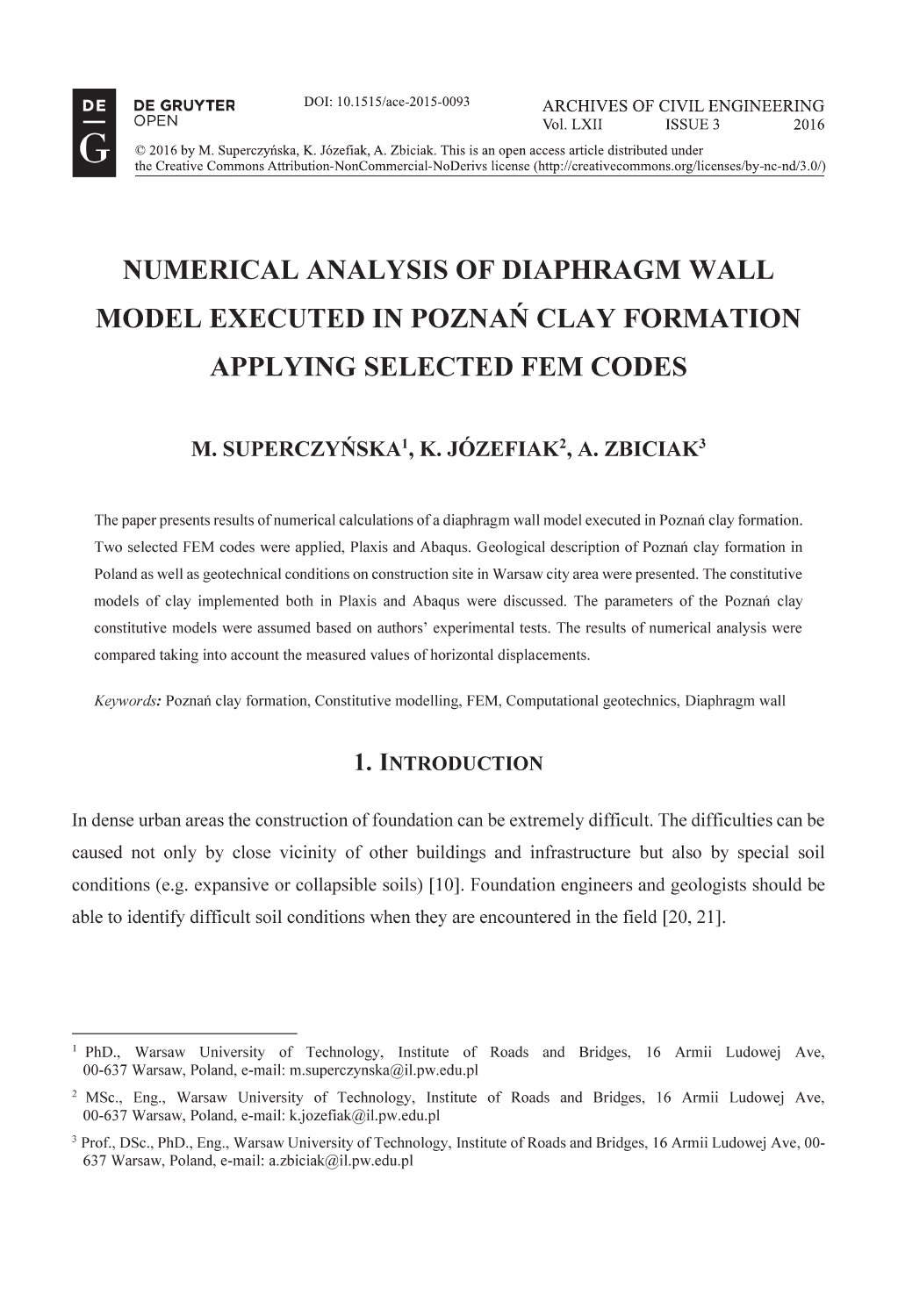# NUMERICAL ANALYSIS OF DIAPHRAGM WALL MODEL EXECUTED IN POZNAŃ CLAY FORMATION APPLYING SELECTED FEM CODES

**M. SUPERCZYŃSKA[1], K. JÓZEFIAK[2], A. ZBICIAK[3]**

The paper presents results of numerical calculations of a diaphragm wall model executed in Poznań clay formation. Two selected FEM codes were applied, Plaxis and Abaqus. Geological description of Poznań clay formation in Poland as well as geotechnical conditions on construction site in Warsaw city area were presented. The constitutive models of clay implemented both in Plaxis and Abaqus were discussed. The parameters of the Poznań clay constitutive models were assumed based on authors' experimental tests. The results of numerical analysis were compared taking into account the measured values of horizontal displacements.

*Keywords:* Poznań clay formation, Constitutive modelling, FEM, Computational geotechnics, Diaphragm wall

## 1. INTRODUCTION

In dense urban areas the construction of foundation can be extremely difficult. The difficulties can be caused not only by close vicinity of other buildings and infrastructure but also by special soil conditions (e.g. expansive or collapsible soils) [10]. Foundation engineers and geologists should be able to identify difficult soil conditions when they are encountered in the field [20, 21].

---

[1] PhD., Warsaw University of Technology, Institute of Roads and Bridges, 16 Armii Ludowej Ave, 00-637 Warsaw, Poland, e-mail: m.superczynska@il.pw.edu.pl

[2] MSc., Eng., Warsaw University of Technology, Institute of Roads and Bridges, 16 Armii Ludowej Ave, 00-637 Warsaw, Poland, e-mail: k.jozefiak@il.pw.edu.pl

[3] Prof., DSc., PhD., Eng., Warsaw University of Technology, Institute of Roads and Bridges, 16 Armii Ludowej Ave, 00-637 Warsaw, Poland, e-mail: a.zbiciak@il.pw.edu.pl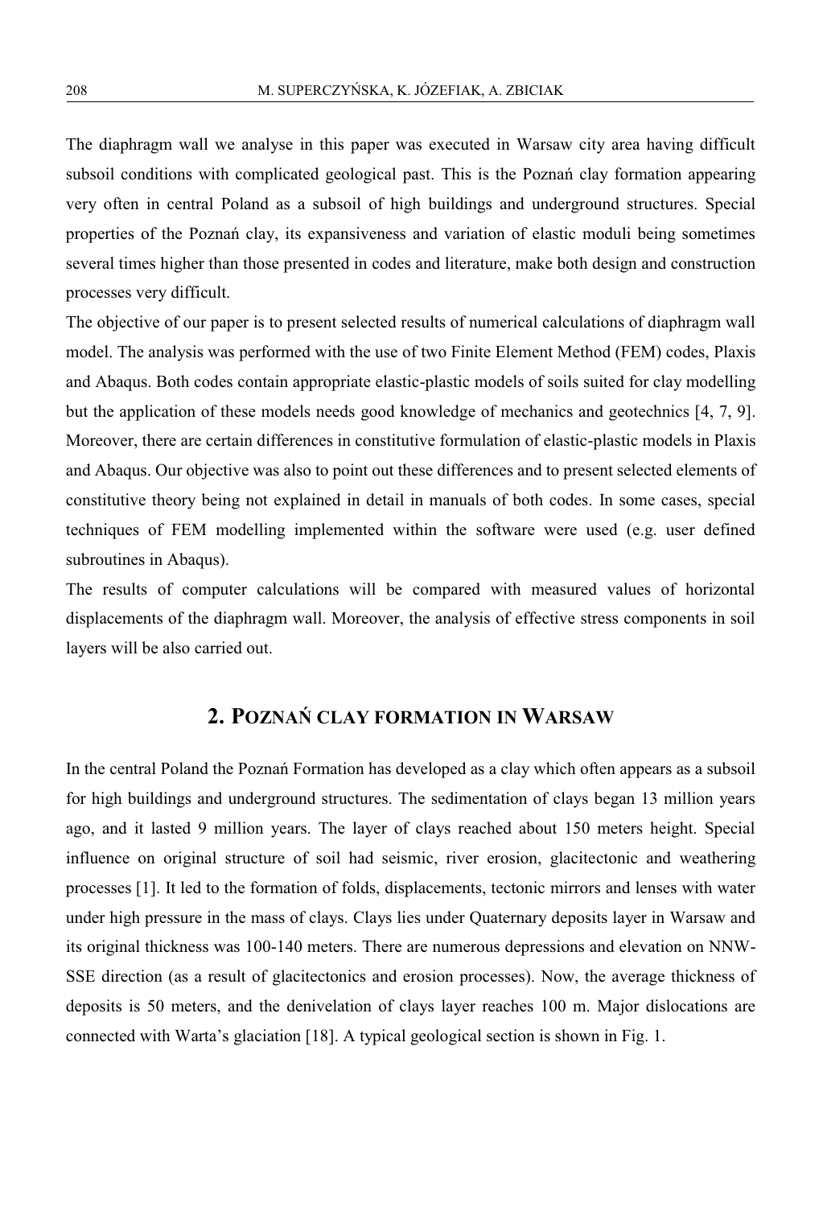The diaphragm wall we analyse in this paper was executed in Warsaw city area having difficult subsoil conditions with complicated geological past. This is the Poznań clay formation appearing very often in central Poland as a subsoil of high buildings and underground structures. Special properties of the Poznań clay, its expansiveness and variation of elastic moduli being sometimes several times higher than those presented in codes and literature, make both design and construction processes very difficult.

The objective of our paper is to present selected results of numerical calculations of diaphragm wall model. The analysis was performed with the use of two Finite Element Method (FEM) codes, Plaxis and Abaqus. Both codes contain appropriate elastic-plastic models of soils suited for clay modelling but the application of these models needs good knowledge of mechanics and geotechnics [4, 7, 9]. Moreover, there are certain differences in constitutive formulation of elastic-plastic models in Plaxis and Abaqus. Our objective was also to point out these differences and to present selected elements of constitutive theory being not explained in detail in manuals of both codes. In some cases, special techniques of FEM modelling implemented within the software were used (e.g. user defined subroutines in Abaqus).

The results of computer calculations will be compared with measured values of horizontal displacements of the diaphragm wall. Moreover, the analysis of effective stress components in soil layers will be also carried out.

## 2. Poznań clay formation in Warsaw

In the central Poland the Poznań Formation has developed as a clay which often appears as a subsoil for high buildings and underground structures. The sedimentation of clays began 13 million years ago, and it lasted 9 million years. The layer of clays reached about 150 meters height. Special influence on original structure of soil had seismic, river erosion, glacitectonic and weathering processes [1]. It led to the formation of folds, displacements, tectonic mirrors and lenses with water under high pressure in the mass of clays. Clays lies under Quaternary deposits layer in Warsaw and its original thickness was 100-140 meters. There are numerous depressions and elevation on NNW-SSE direction (as a result of glacitectonics and erosion processes). Now, the average thickness of deposits is 50 meters, and the denivelation of clays layer reaches 100 m. Major dislocations are connected with Warta's glaciation [18]. A typical geological section is shown in Fig. 1.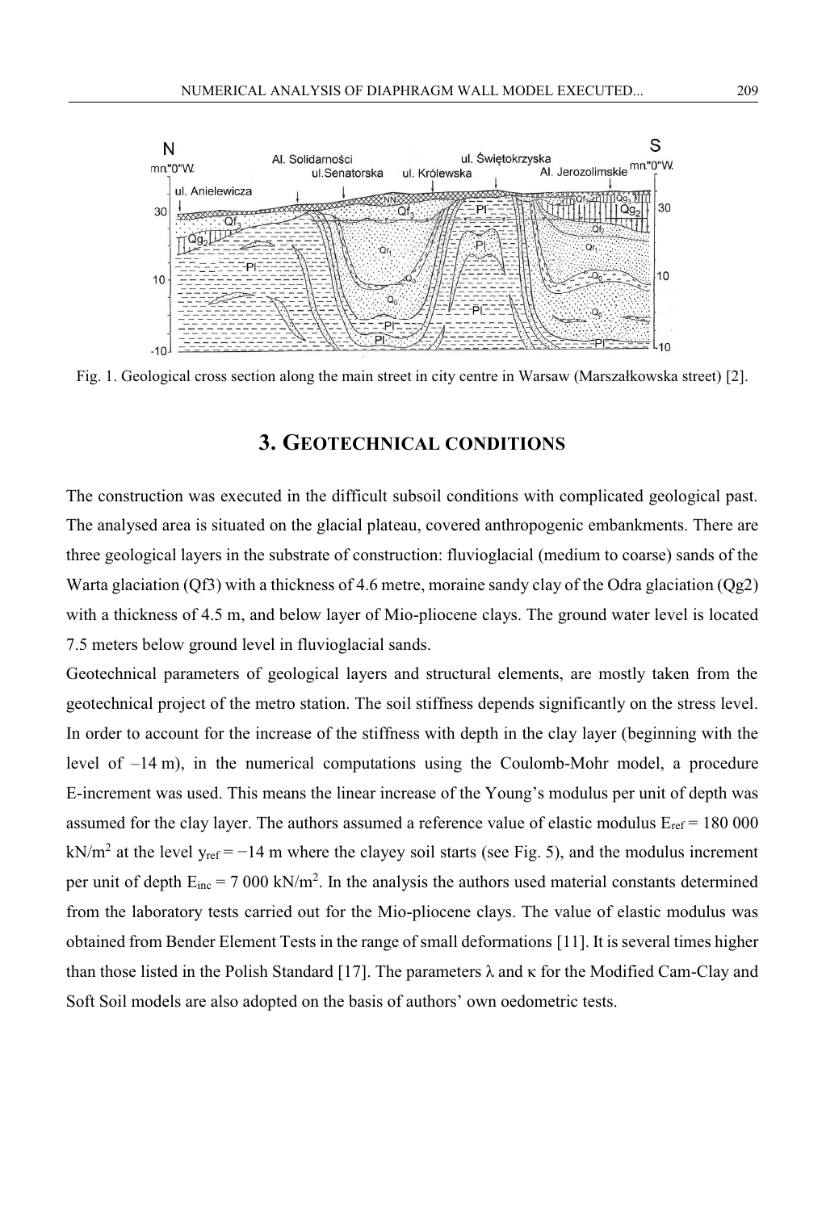Fig. 1. Geological cross section along the main street in city centre in Warsaw (Marszałkowska street) [2].

## 3. GEOTECHNICAL CONDITIONS

The construction was executed in the difficult subsoil conditions with complicated geological past. The analysed area is situated on the glacial plateau, covered anthropogenic embankments. There are three geological layers in the substrate of construction: fluvioglacial (medium to coarse) sands of the Warta glaciation (Qf3) with a thickness of 4.6 metre, moraine sandy clay of the Odra glaciation (Qg2) with a thickness of 4.5 m, and below layer of Mio-pliocene clays. The ground water level is located 7.5 meters below ground level in fluvioglacial sands.

Geotechnical parameters of geological layers and structural elements, are mostly taken from the geotechnical project of the metro station. The soil stiffness depends significantly on the stress level. In order to account for the increase of the stiffness with depth in the clay layer (beginning with the level of –14 m), in the numerical computations using the Coulomb-Mohr model, a procedure E-increment was used. This means the linear increase of the Young's modulus per unit of depth was assumed for the clay layer. The authors assumed a reference value of elastic modulus $E_{ref}$ = 180 000 kN/m$^2$ at the level $y_{ref} = -14$ m where the clayey soil starts (see Fig. 5), and the modulus increment per unit of depth $E_{inc}$ = 7 000 kN/m$^2$. In the analysis the authors used material constants determined from the laboratory tests carried out for the Mio-pliocene clays. The value of elastic modulus was obtained from Bender Element Tests in the range of small deformations [11]. It is several times higher than those listed in the Polish Standard [17]. The parameters $\lambda$ and $\kappa$ for the Modified Cam-Clay and Soft Soil models are also adopted on the basis of authors' own oedometric tests.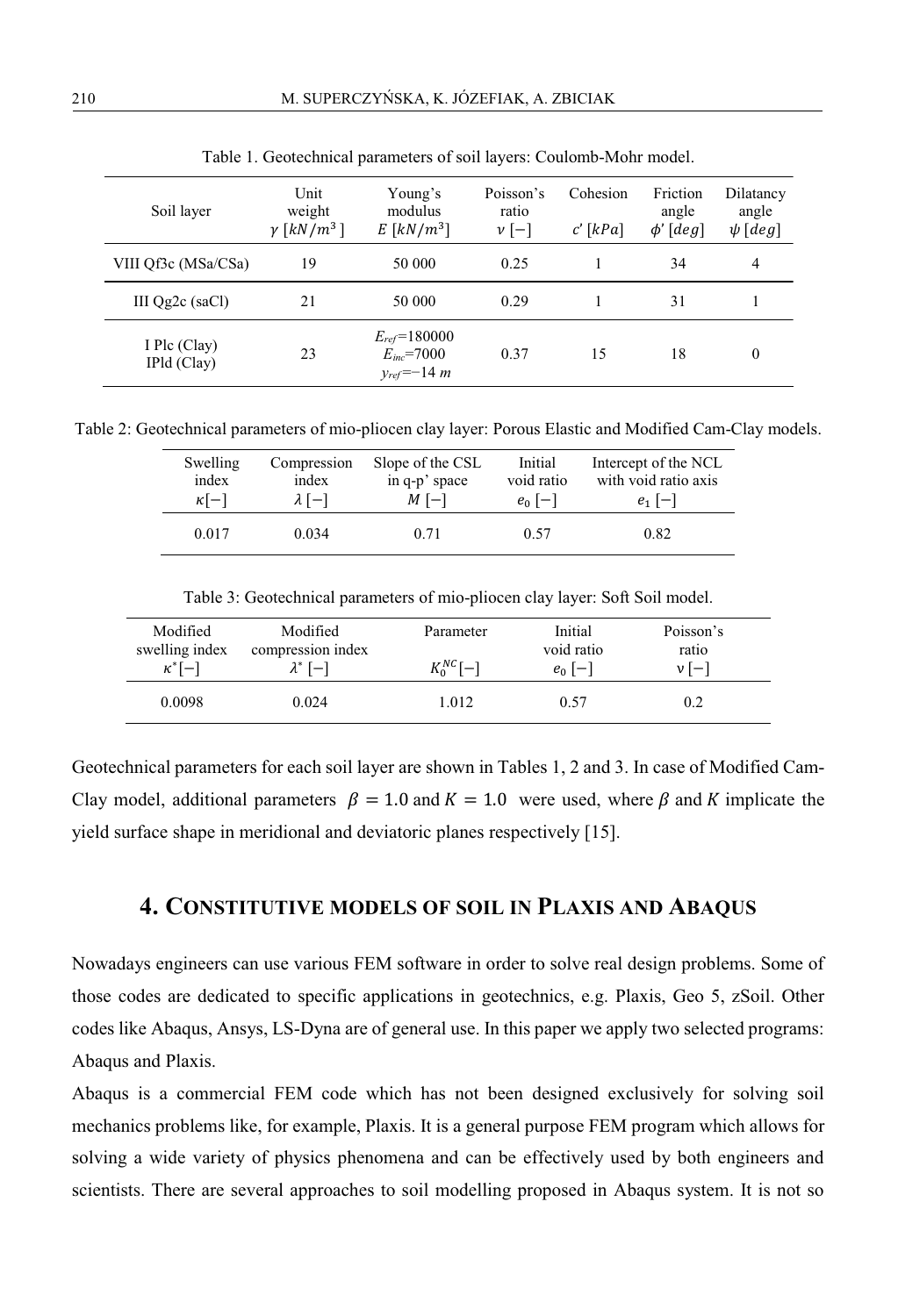Table 1. Geotechnical parameters of soil layers: Coulomb-Mohr model.

| Soil layer | Unit weight $\gamma\ [kN/m^3]$ | Young's modulus $E\ [kN/m^3]$ | Poisson's ratio $\nu\ [-]$ | Cohesion $c'\ [kPa]$ | Friction angle $\phi'\ [deg]$ | Dilatancy angle $\psi\ [deg]$ |
|---|---|---|---|---|---|---|
| VIII Qf3c (MSa/CSa) | 19 | 50 000 | 0.25 | 1 | 34 | 4 |
| III Qg2c (saCl) | 21 | 50 000 | 0.29 | 1 | 31 | 1 |
| I Plc (Clay) IPld (Clay) | 23 | $E_{ref}$=180000 $E_{inc}$=7000 $y_{ref}$=−14 $m$ | 0.37 | 15 | 18 | 0 |

Table 2: Geotechnical parameters of mio-pliocen clay layer: Porous Elastic and Modified Cam-Clay models.

| Swelling index $\kappa[-]$ | Compression index $\lambda\ [-]$ | Slope of the CSL in q-p' space $M\ [-]$ | Initial void ratio $e_0\ [-]$ | Intercept of the NCL with void ratio axis $e_1\ [-]$ |
|---|---|---|---|---|
| 0.017 | 0.034 | 0.71 | 0.57 | 0.82 |

Table 3: Geotechnical parameters of mio-pliocen clay layer: Soft Soil model.

| Modified swelling index $\kappa^*[-]$ | Modified compression index $\lambda^*\ [-]$ | Parameter $K_0^{NC}[-]$ | Initial void ratio $e_0\ [-]$ | Poisson's ratio $\nu\ [-]$ |
|---|---|---|---|---|
| 0.0098 | 0.024 | 1.012 | 0.57 | 0.2 |

Geotechnical parameters for each soil layer are shown in Tables 1, 2 and 3. In case of Modified Cam-Clay model, additional parameters $\beta = 1.0$ and $K = 1.0$ were used, where $\beta$ and $K$ implicate the yield surface shape in meridional and deviatoric planes respectively [15].

## 4. Constitutive models of soil in Plaxis and Abaqus

Nowadays engineers can use various FEM software in order to solve real design problems. Some of those codes are dedicated to specific applications in geotechnics, e.g. Plaxis, Geo 5, zSoil. Other codes like Abaqus, Ansys, LS-Dyna are of general use. In this paper we apply two selected programs: Abaqus and Plaxis.

Abaqus is a commercial FEM code which has not been designed exclusively for solving soil mechanics problems like, for example, Plaxis. It is a general purpose FEM program which allows for solving a wide variety of physics phenomena and can be effectively used by both engineers and scientists. There are several approaches to soil modelling proposed in Abaqus system. It is not so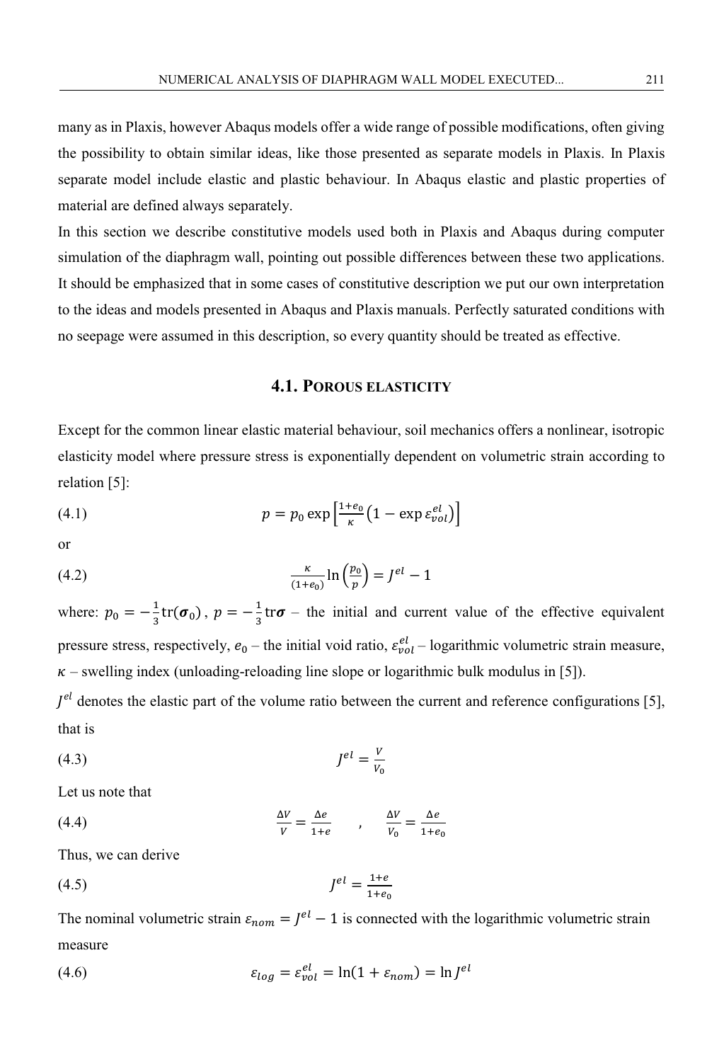many as in Plaxis, however Abaqus models offer a wide range of possible modifications, often giving the possibility to obtain similar ideas, like those presented as separate models in Plaxis. In Plaxis separate model include elastic and plastic behaviour. In Abaqus elastic and plastic properties of material are defined always separately.

In this section we describe constitutive models used both in Plaxis and Abaqus during computer simulation of the diaphragm wall, pointing out possible differences between these two applications. It should be emphasized that in some cases of constitutive description we put our own interpretation to the ideas and models presented in Abaqus and Plaxis manuals. Perfectly saturated conditions with no seepage were assumed in this description, so every quantity should be treated as effective.

### 4.1. Porous elasticity

Except for the common linear elastic material behaviour, soil mechanics offers a nonlinear, isotropic elasticity model where pressure stress is exponentially dependent on volumetric strain according to relation [5]:

$$p = p_0 \exp\left[\frac{1+e_0}{\kappa}\left(1 - \exp \varepsilon_{vol}^{el}\right)\right] \tag{4.1}$$

or

$$\frac{\kappa}{(1+e_0)} \ln\left(\frac{p_0}{p}\right) = J^{el} - 1 \tag{4.2}$$

where: $p_0 = -\frac{1}{3}\mathrm{tr}(\boldsymbol{\sigma}_0)$, $p = -\frac{1}{3}\mathrm{tr}\boldsymbol{\sigma}$ – the initial and current value of the effective equivalent pressure stress, respectively, $e_0$ – the initial void ratio, $\varepsilon_{vol}^{el}$ – logarithmic volumetric strain measure, $\kappa$ – swelling index (unloading-reloading line slope or logarithmic bulk modulus in [5]).

$J^{el}$ denotes the elastic part of the volume ratio between the current and reference configurations [5], that is

$$J^{el} = \frac{V}{V_0} \tag{4.3}$$

Let us note that

$$\frac{\Delta V}{V} = \frac{\Delta e}{1+e} \quad , \quad \frac{\Delta V}{V_0} = \frac{\Delta e}{1+e_0} \tag{4.4}$$

Thus, we can derive

$$J^{el} = \frac{1+e}{1+e_0} \tag{4.5}$$

The nominal volumetric strain $\varepsilon_{nom} = J^{el} - 1$ is connected with the logarithmic volumetric strain measure

$$\varepsilon_{log} = \varepsilon_{vol}^{el} = \ln(1 + \varepsilon_{nom}) = \ln J^{el} \tag{4.6}$$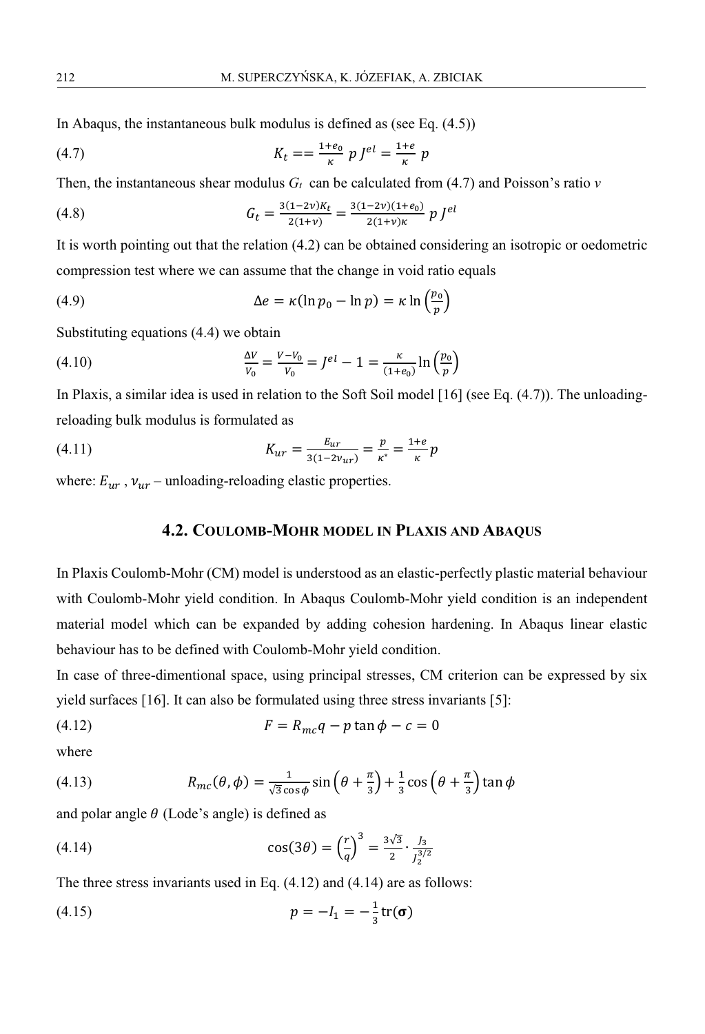In Abaqus, the instantaneous bulk modulus is defined as (see Eq. (4.5))

$$K_t == \frac{1+e_0}{\kappa}\, p\, J^{el} = \frac{1+e}{\kappa}\, p \tag{4.7}$$

Then, the instantaneous shear modulus $G_t$ can be calculated from (4.7) and Poisson's ratio $v$

$$G_t = \frac{3(1-2v)K_t}{2(1+v)} = \frac{3(1-2v)(1+e_0)}{2(1+v)\kappa}\, p\, J^{el} \tag{4.8}$$

It is worth pointing out that the relation (4.2) can be obtained considering an isotropic or oedometric compression test where we can assume that the change in void ratio equals

$$\Delta e = \kappa(\ln p_0 - \ln p) = \kappa \ln\left(\frac{p_0}{p}\right) \tag{4.9}$$

Substituting equations (4.4) we obtain

$$\frac{\Delta V}{V_0} = \frac{V - V_0}{V_0} = J^{el} - 1 = \frac{\kappa}{(1+e_0)} \ln\left(\frac{p_0}{p}\right) \tag{4.10}$$

In Plaxis, a similar idea is used in relation to the Soft Soil model [16] (see Eq. (4.7)). The unloading-reloading bulk modulus is formulated as

$$K_{ur} = \frac{E_{ur}}{3(1-2\nu_{ur})} = \frac{p}{\kappa^*} = \frac{1+e}{\kappa} p \tag{4.11}$$

where: $E_{ur}$ , $\nu_{ur}$ – unloading-reloading elastic properties.

## 4.2. Coulomb-Mohr model in Plaxis and Abaqus

In Plaxis Coulomb-Mohr (CM) model is understood as an elastic-perfectly plastic material behaviour with Coulomb-Mohr yield condition. In Abaqus Coulomb-Mohr yield condition is an independent material model which can be expanded by adding cohesion hardening. In Abaqus linear elastic behaviour has to be defined with Coulomb-Mohr yield condition.

In case of three-dimentional space, using principal stresses, CM criterion can be expressed by six yield surfaces [16]. It can also be formulated using three stress invariants [5]:

$$F = R_{mc} q - p \tan\phi - c = 0 \tag{4.12}$$

where

$$R_{mc}(\theta, \phi) = \frac{1}{\sqrt{3}\cos\phi} \sin\left(\theta + \frac{\pi}{3}\right) + \frac{1}{3}\cos\left(\theta + \frac{\pi}{3}\right)\tan\phi \tag{4.13}$$

and polar angle $\theta$ (Lode's angle) is defined as

$$\cos(3\theta) = \left(\frac{r}{q}\right)^3 = \frac{3\sqrt{3}}{2} \cdot \frac{J_3}{J_2^{3/2}} \tag{4.14}$$

The three stress invariants used in Eq. (4.12) and (4.14) are as follows:

$$p = -I_1 = -\frac{1}{3}\mathrm{tr}(\boldsymbol{\sigma}) \tag{4.15}$$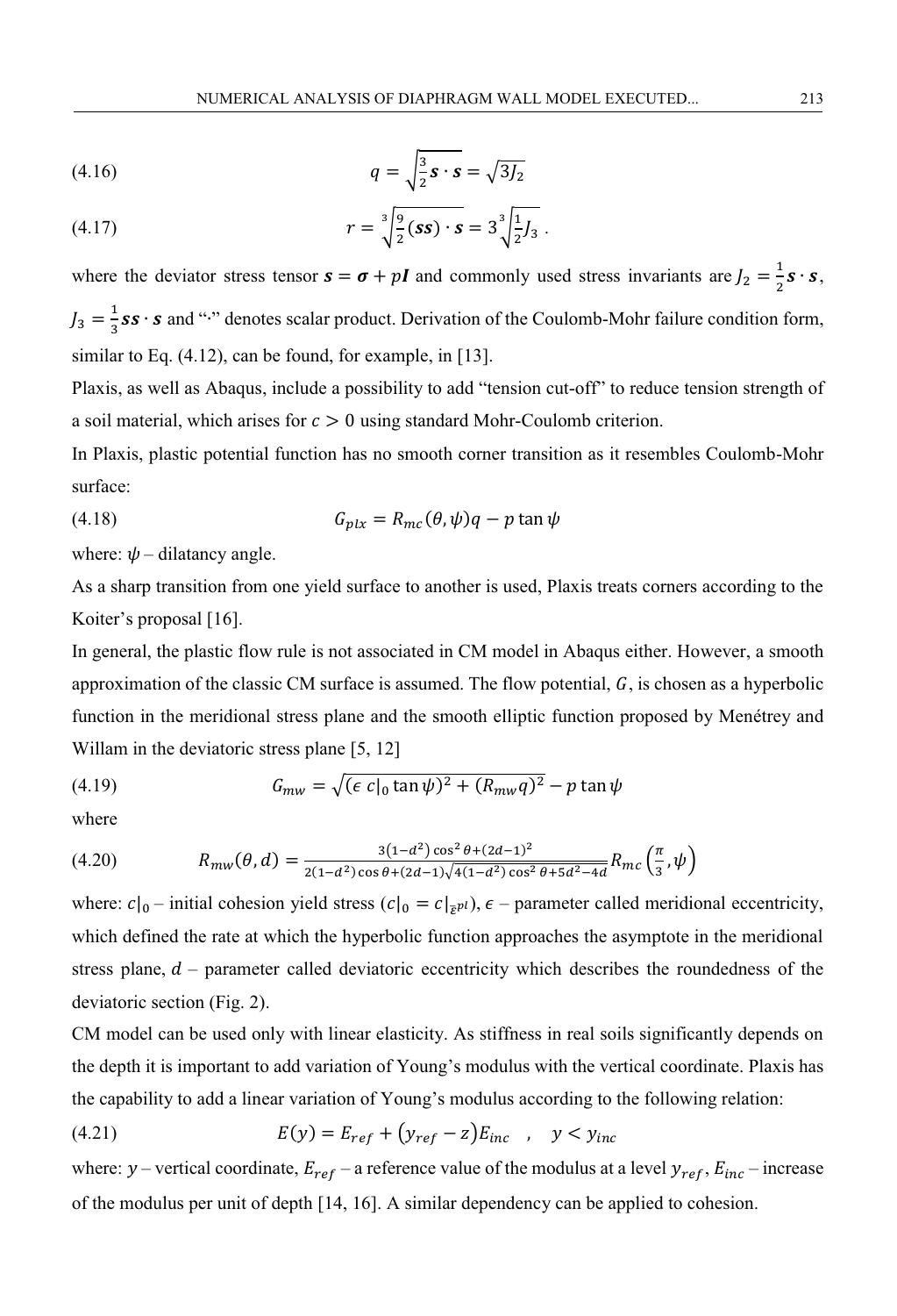$$q = \sqrt{\frac{3}{2}\boldsymbol{s}\cdot\boldsymbol{s}} = \sqrt{3J_2} \tag{4.16}$$

$$r = \sqrt[3]{\frac{9}{2}(\boldsymbol{s}\boldsymbol{s})\cdot\boldsymbol{s}} = 3\sqrt[3]{\frac{1}{2}J_3}\ . \tag{4.17}$$

where the deviator stress tensor $\boldsymbol{s} = \boldsymbol{\sigma} + p\boldsymbol{I}$ and commonly used stress invariants are $J_2 = \frac{1}{2}\boldsymbol{s}\cdot\boldsymbol{s}$, $J_3 = \frac{1}{3}\boldsymbol{s}\boldsymbol{s}\cdot\boldsymbol{s}$ and "$\cdot$" denotes scalar product. Derivation of the Coulomb-Mohr failure condition form, similar to Eq. (4.12), can be found, for example, in [13].

Plaxis, as well as Abaqus, include a possibility to add "tension cut-off" to reduce tension strength of a soil material, which arises for $c > 0$ using standard Mohr-Coulomb criterion.

In Plaxis, plastic potential function has no smooth corner transition as it resembles Coulomb-Mohr surface:

$$G_{plx} = R_{mc}(\theta, \psi)q - p\tan\psi \tag{4.18}$$

where: $\psi$ – dilatancy angle.

As a sharp transition from one yield surface to another is used, Plaxis treats corners according to the Koiter's proposal [16].

In general, the plastic flow rule is not associated in CM model in Abaqus either. However, a smooth approximation of the classic CM surface is assumed. The flow potential, $G$, is chosen as a hyperbolic function in the meridional stress plane and the smooth elliptic function proposed by Menétrey and Willam in the deviatoric stress plane [5, 12]

$$G_{mw} = \sqrt{(\epsilon\, c|_0 \tan\psi)^2 + (R_{mw} q)^2} - p\tan\psi \tag{4.19}$$

where

$$R_{mw}(\theta, d) = \frac{3(1-d^2)\cos^2\theta + (2d-1)^2}{2(1-d^2)\cos\theta + (2d-1)\sqrt{4(1-d^2)\cos^2\theta + 5d^2 - 4d}} R_{mc}\left(\frac{\pi}{3}, \psi\right) \tag{4.20}$$

where: $c|_0$ – initial cohesion yield stress ($c|_0 = c|_{\bar{\varepsilon}^{pl}}$), $\epsilon$ – parameter called meridional eccentricity, which defined the rate at which the hyperbolic function approaches the asymptote in the meridional stress plane, $d$ – parameter called deviatoric eccentricity which describes the roundedness of the deviatoric section (Fig. 2).

CM model can be used only with linear elasticity. As stiffness in real soils significantly depends on the depth it is important to add variation of Young's modulus with the vertical coordinate. Plaxis has the capability to add a linear variation of Young's modulus according to the following relation:

$$E(y) = E_{ref} + (y_{ref} - z)E_{inc} \quad , \quad y < y_{inc} \tag{4.21}$$

where: $y$ – vertical coordinate, $E_{ref}$ – a reference value of the modulus at a level $y_{ref}$, $E_{inc}$ – increase of the modulus per unit of depth [14, 16]. A similar dependency can be applied to cohesion.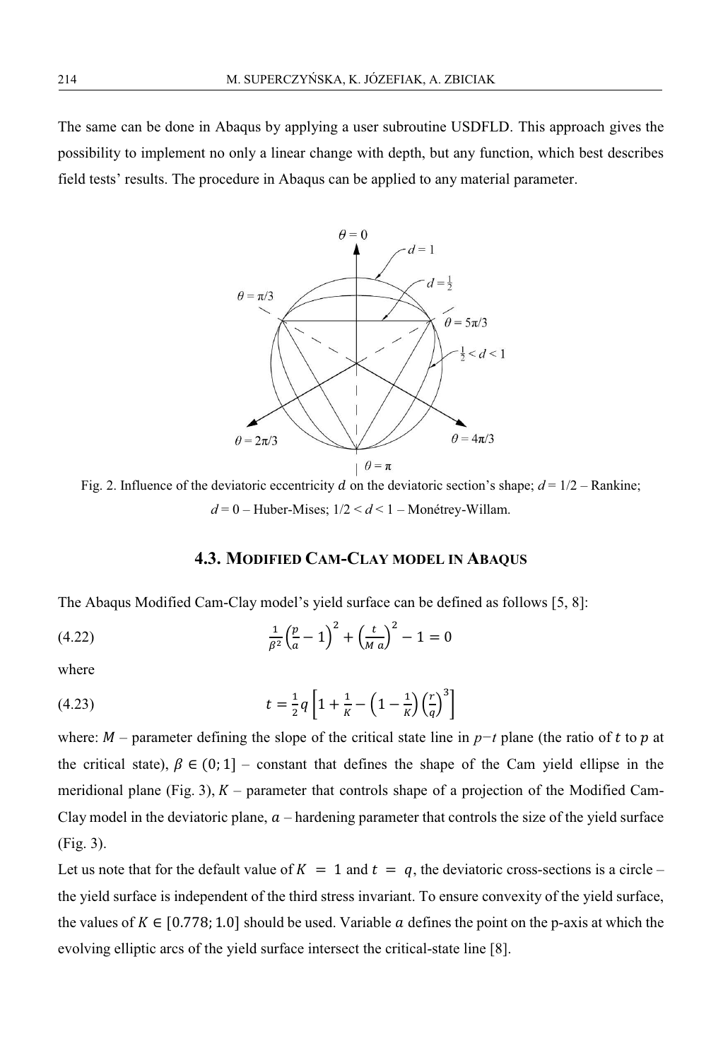The same can be done in Abaqus by applying a user subroutine USDFLD. This approach gives the possibility to implement no only a linear change with depth, but any function, which best describes field tests' results. The procedure in Abaqus can be applied to any material parameter.

Fig. 2. Influence of the deviatoric eccentricity $d$ on the deviatoric section's shape; $d = 1/2$ – Rankine; $d = 0$ – Huber-Mises; $1/2 < d < 1$ – Monétrey-Willam.

### 4.3. Modified Cam-Clay model in Abaqus

The Abaqus Modified Cam-Clay model's yield surface can be defined as follows [5, 8]:

$$\frac{1}{\beta^2}\left(\frac{p}{a}-1\right)^2+\left(\frac{t}{M\,a}\right)^2-1=0 \tag{4.22}$$

where

$$t=\frac{1}{2}q\left[1+\frac{1}{K}-\left(1-\frac{1}{K}\right)\left(\frac{r}{q}\right)^3\right] \tag{4.23}$$

where: $M$ – parameter defining the slope of the critical state line in $p{-}t$ plane (the ratio of $t$ to $p$ at the critical state), $\beta \in (0;1]$ – constant that defines the shape of the Cam yield ellipse in the meridional plane (Fig. 3), $K$ – parameter that controls shape of a projection of the Modified Cam-Clay model in the deviatoric plane, $a$ – hardening parameter that controls the size of the yield surface (Fig. 3).

Let us note that for the default value of $K = 1$ and $t = q$, the deviatoric cross-sections is a circle – the yield surface is independent of the third stress invariant. To ensure convexity of the yield surface, the values of $K \in [0.778; 1.0]$ should be used. Variable $a$ defines the point on the p-axis at which the evolving elliptic arcs of the yield surface intersect the critical-state line [8].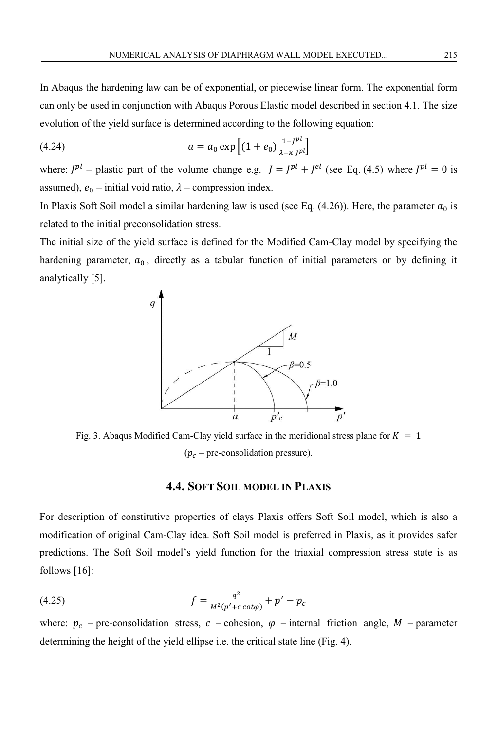In Abaqus the hardening law can be of exponential, or piecewise linear form. The exponential form can only be used in conjunction with Abaqus Porous Elastic model described in section 4.1. The size evolution of the yield surface is determined according to the following equation:

$$a = a_0 \exp\left[(1+e_0)\frac{1-J^{pl}}{\lambda-\kappa\, J^{pl}}\right] \tag{4.24}$$

where: $J^{pl}$ – plastic part of the volume change e.g. $J = J^{pl} + J^{el}$ (see Eq. (4.5) where $J^{pl} = 0$ is assumed), $e_0$ – initial void ratio, $\lambda$ – compression index.

In Plaxis Soft Soil model a similar hardening law is used (see Eq. (4.26)). Here, the parameter $a_0$ is related to the initial preconsolidation stress.

The initial size of the yield surface is defined for the Modified Cam-Clay model by specifying the hardening parameter, $a_0$, directly as a tabular function of initial parameters or by defining it analytically [5].

Fig. 3. Abaqus Modified Cam-Clay yield surface in the meridional stress plane for $K = 1$ ($p_c$ – pre-consolidation pressure).

### 4.4. Soft Soil model in Plaxis

For description of constitutive properties of clays Plaxis offers Soft Soil model, which is also a modification of original Cam-Clay idea. Soft Soil model is preferred in Plaxis, as it provides safer predictions. The Soft Soil model's yield function for the triaxial compression stress state is as follows [16]:

$$f = \frac{q^2}{M^2(p' + c\cot\varphi)} + p' - p_c \tag{4.25}$$

where: $p_c$ – pre-consolidation stress, $c$ – cohesion, $\varphi$ – internal friction angle, $M$ – parameter determining the height of the yield ellipse i.e. the critical state line (Fig. 4).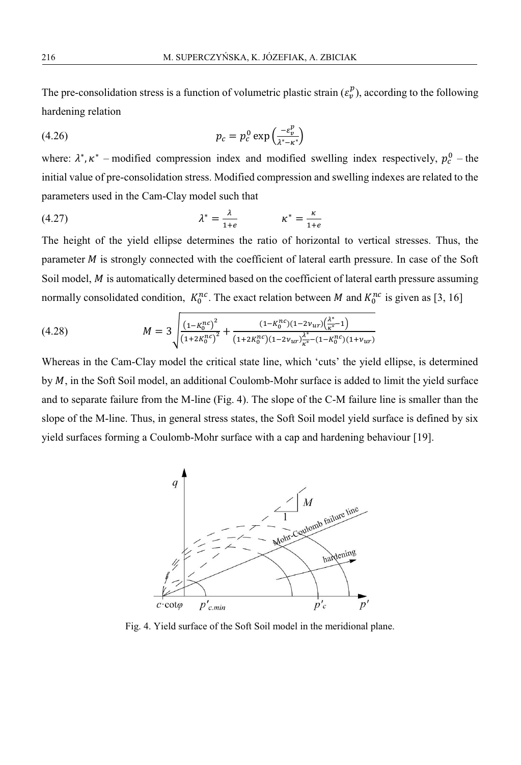The pre-consolidation stress is a function of volumetric plastic strain ($\varepsilon_v^p$), according to the following hardening relation

$$p_c = p_c^0 \exp\left(\frac{-\varepsilon_v^p}{\lambda^* - \kappa^*}\right) \tag{4.26}$$

where: $\lambda^*, \kappa^*$ – modified compression index and modified swelling index respectively, $p_c^0$ – the initial value of pre-consolidation stress. Modified compression and swelling indexes are related to the parameters used in the Cam-Clay model such that

$$\lambda^* = \frac{\lambda}{1+e} \qquad \kappa^* = \frac{\kappa}{1+e} \tag{4.27}$$

The height of the yield ellipse determines the ratio of horizontal to vertical stresses. Thus, the parameter $M$ is strongly connected with the coefficient of lateral earth pressure. In case of the Soft Soil model, $M$ is automatically determined based on the coefficient of lateral earth pressure assuming normally consolidated condition, $K_0^{nc}$. The exact relation between $M$ and $K_0^{nc}$ is given as [3, 16]

$$M = 3\sqrt{\frac{\left(1-K_0^{nc}\right)^2}{\left(1+2K_0^{nc}\right)^2} + \frac{\left(1-K_0^{nc}\right)\left(1-2\nu_{ur}\right)\left(\frac{\lambda^*}{\kappa^*}-1\right)}{\left(1+2K_0^{nc}\right)\left(1-2\nu_{ur}\right)\frac{\lambda^*}{\kappa^*}-\left(1-K_0^{nc}\right)\left(1+\nu_{ur}\right)}} \tag{4.28}$$

Whereas in the Cam-Clay model the critical state line, which 'cuts' the yield ellipse, is determined by $M$, in the Soft Soil model, an additional Coulomb-Mohr surface is added to limit the yield surface and to separate failure from the M-line (Fig. 4). The slope of the C-M failure line is smaller than the slope of the M-line. Thus, in general stress states, the Soft Soil model yield surface is defined by six yield surfaces forming a Coulomb-Mohr surface with a cap and hardening behaviour [19].

Fig. 4. Yield surface of the Soft Soil model in the meridional plane.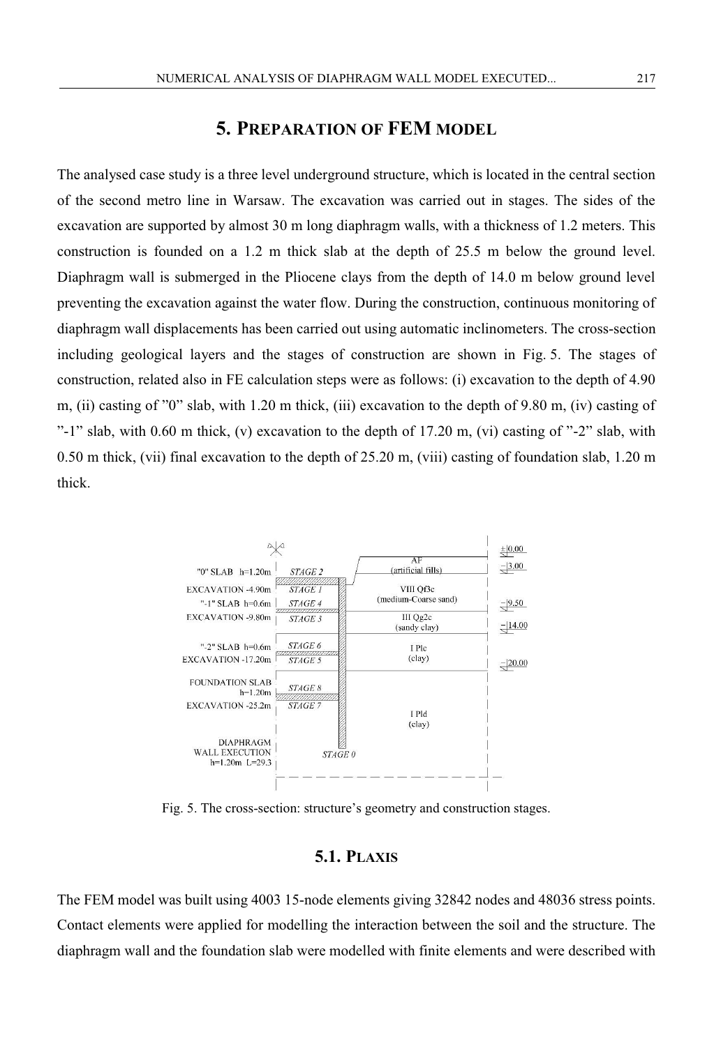## 5. Preparation of FEM model

The analysed case study is a three level underground structure, which is located in the central section of the second metro line in Warsaw. The excavation was carried out in stages. The sides of the excavation are supported by almost 30 m long diaphragm walls, with a thickness of 1.2 meters. This construction is founded on a 1.2 m thick slab at the depth of 25.5 m below the ground level. Diaphragm wall is submerged in the Pliocene clays from the depth of 14.0 m below ground level preventing the excavation against the water flow. During the construction, continuous monitoring of diaphragm wall displacements has been carried out using automatic inclinometers. The cross-section including geological layers and the stages of construction are shown in Fig. 5. The stages of construction, related also in FE calculation steps were as follows: (i) excavation to the depth of 4.90 m, (ii) casting of "0" slab, with 1.20 m thick, (iii) excavation to the depth of 9.80 m, (iv) casting of "-1" slab, with 0.60 m thick, (v) excavation to the depth of 17.20 m, (vi) casting of "-2" slab, with 0.50 m thick, (vii) final excavation to the depth of 25.20 m, (viii) casting of foundation slab, 1.20 m thick.

Fig. 5. The cross-section: structure's geometry and construction stages.

### 5.1. Plaxis

The FEM model was built using 4003 15-node elements giving 32842 nodes and 48036 stress points. Contact elements were applied for modelling the interaction between the soil and the structure. The diaphragm wall and the foundation slab were modelled with finite elements and were described with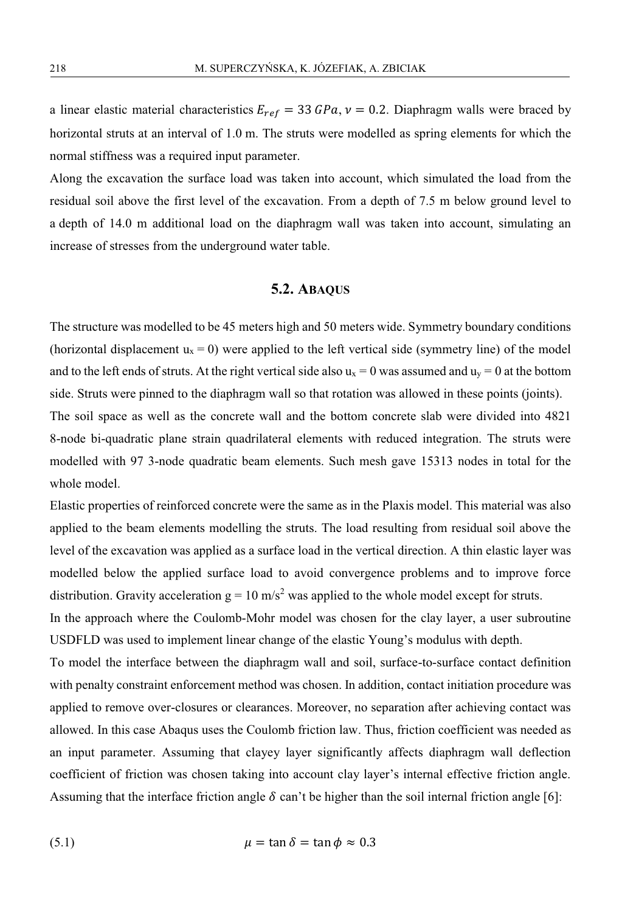a linear elastic material characteristics $E_{ref} = 33\ GPa, \nu = 0.2$. Diaphragm walls were braced by horizontal struts at an interval of 1.0 m. The struts were modelled as spring elements for which the normal stiffness was a required input parameter.

Along the excavation the surface load was taken into account, which simulated the load from the residual soil above the first level of the excavation. From a depth of 7.5 m below ground level to a depth of 14.0 m additional load on the diaphragm wall was taken into account, simulating an increase of stresses from the underground water table.

## 5.2. Abaqus

The structure was modelled to be 45 meters high and 50 meters wide. Symmetry boundary conditions (horizontal displacement $u_x = 0$) were applied to the left vertical side (symmetry line) of the model and to the left ends of struts. At the right vertical side also $u_x = 0$ was assumed and $u_y = 0$ at the bottom side. Struts were pinned to the diaphragm wall so that rotation was allowed in these points (joints).

The soil space as well as the concrete wall and the bottom concrete slab were divided into 4821 8-node bi-quadratic plane strain quadrilateral elements with reduced integration. The struts were modelled with 97 3-node quadratic beam elements. Such mesh gave 15313 nodes in total for the whole model.

Elastic properties of reinforced concrete were the same as in the Plaxis model. This material was also applied to the beam elements modelling the struts. The load resulting from residual soil above the level of the excavation was applied as a surface load in the vertical direction. A thin elastic layer was modelled below the applied surface load to avoid convergence problems and to improve force distribution. Gravity acceleration $g = 10\ m/s^2$ was applied to the whole model except for struts.

In the approach where the Coulomb-Mohr model was chosen for the clay layer, a user subroutine USDFLD was used to implement linear change of the elastic Young's modulus with depth.

To model the interface between the diaphragm wall and soil, surface-to-surface contact definition with penalty constraint enforcement method was chosen. In addition, contact initiation procedure was applied to remove over-closures or clearances. Moreover, no separation after achieving contact was allowed. In this case Abaqus uses the Coulomb friction law. Thus, friction coefficient was needed as an input parameter. Assuming that clayey layer significantly affects diaphragm wall deflection coefficient of friction was chosen taking into account clay layer's internal effective friction angle. Assuming that the interface friction angle $\delta$ can't be higher than the soil internal friction angle [6]:

$$\mu = \tan \delta = \tan \phi \approx 0.3 \tag{5.1}$$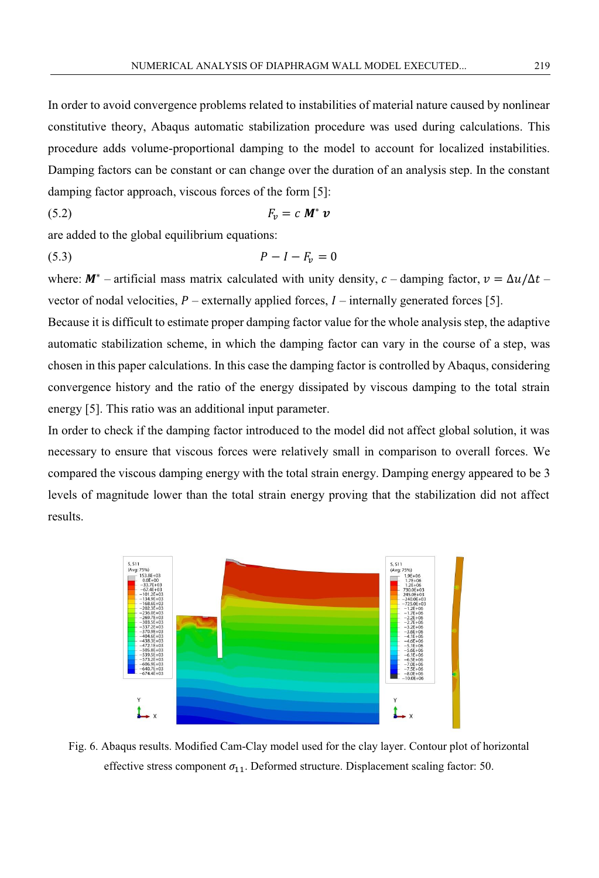In order to avoid convergence problems related to instabilities of material nature caused by nonlinear constitutive theory, Abaqus automatic stabilization procedure was used during calculations. This procedure adds volume-proportional damping to the model to account for localized instabilities. Damping factors can be constant or can change over the duration of an analysis step. In the constant damping factor approach, viscous forces of the form [5]:

$$F_v = c\,\boldsymbol{M}^*\,\boldsymbol{v} \tag{5.2}$$

are added to the global equilibrium equations:

$$P - I - F_v = 0 \tag{5.3}$$

where: $\boldsymbol{M}^*$ – artificial mass matrix calculated with unity density, $c$ – damping factor, $v = \Delta u/\Delta t$ – vector of nodal velocities, $P$ – externally applied forces, $I$ – internally generated forces [5].

Because it is difficult to estimate proper damping factor value for the whole analysis step, the adaptive automatic stabilization scheme, in which the damping factor can vary in the course of a step, was chosen in this paper calculations. In this case the damping factor is controlled by Abaqus, considering convergence history and the ratio of the energy dissipated by viscous damping to the total strain energy [5]. This ratio was an additional input parameter.

In order to check if the damping factor introduced to the model did not affect global solution, it was necessary to ensure that viscous forces were relatively small in comparison to overall forces. We compared the viscous damping energy with the total strain energy. Damping energy appeared to be 3 levels of magnitude lower than the total strain energy proving that the stabilization did not affect results.

Fig. 6. Abaqus results. Modified Cam-Clay model used for the clay layer. Contour plot of horizontal effective stress component $\sigma_{11}$. Deformed structure. Displacement scaling factor: 50.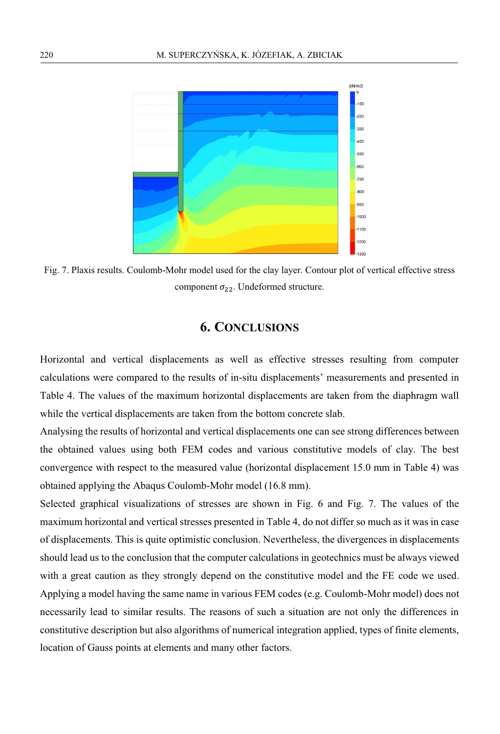Fig. 7. Plaxis results. Coulomb-Mohr model used for the clay layer. Contour plot of vertical effective stress component $\sigma_{22}$. Undeformed structure.

## 6. Conclusions

Horizontal and vertical displacements as well as effective stresses resulting from computer calculations were compared to the results of in-situ displacements' measurements and presented in Table 4. The values of the maximum horizontal displacements are taken from the diaphragm wall while the vertical displacements are taken from the bottom concrete slab.

Analysing the results of horizontal and vertical displacements one can see strong differences between the obtained values using both FEM codes and various constitutive models of clay. The best convergence with respect to the measured value (horizontal displacement 15.0 mm in Table 4) was obtained applying the Abaqus Coulomb-Mohr model (16.8 mm).

Selected graphical visualizations of stresses are shown in Fig. 6 and Fig. 7. The values of the maximum horizontal and vertical stresses presented in Table 4, do not differ so much as it was in case of displacements. This is quite optimistic conclusion. Nevertheless, the divergences in displacements should lead us to the conclusion that the computer calculations in geotechnics must be always viewed with a great caution as they strongly depend on the constitutive model and the FE code we used. Applying a model having the same name in various FEM codes (e.g. Coulomb-Mohr model) does not necessarily lead to similar results. The reasons of such a situation are not only the differences in constitutive description but also algorithms of numerical integration applied, types of finite elements, location of Gauss points at elements and many other factors.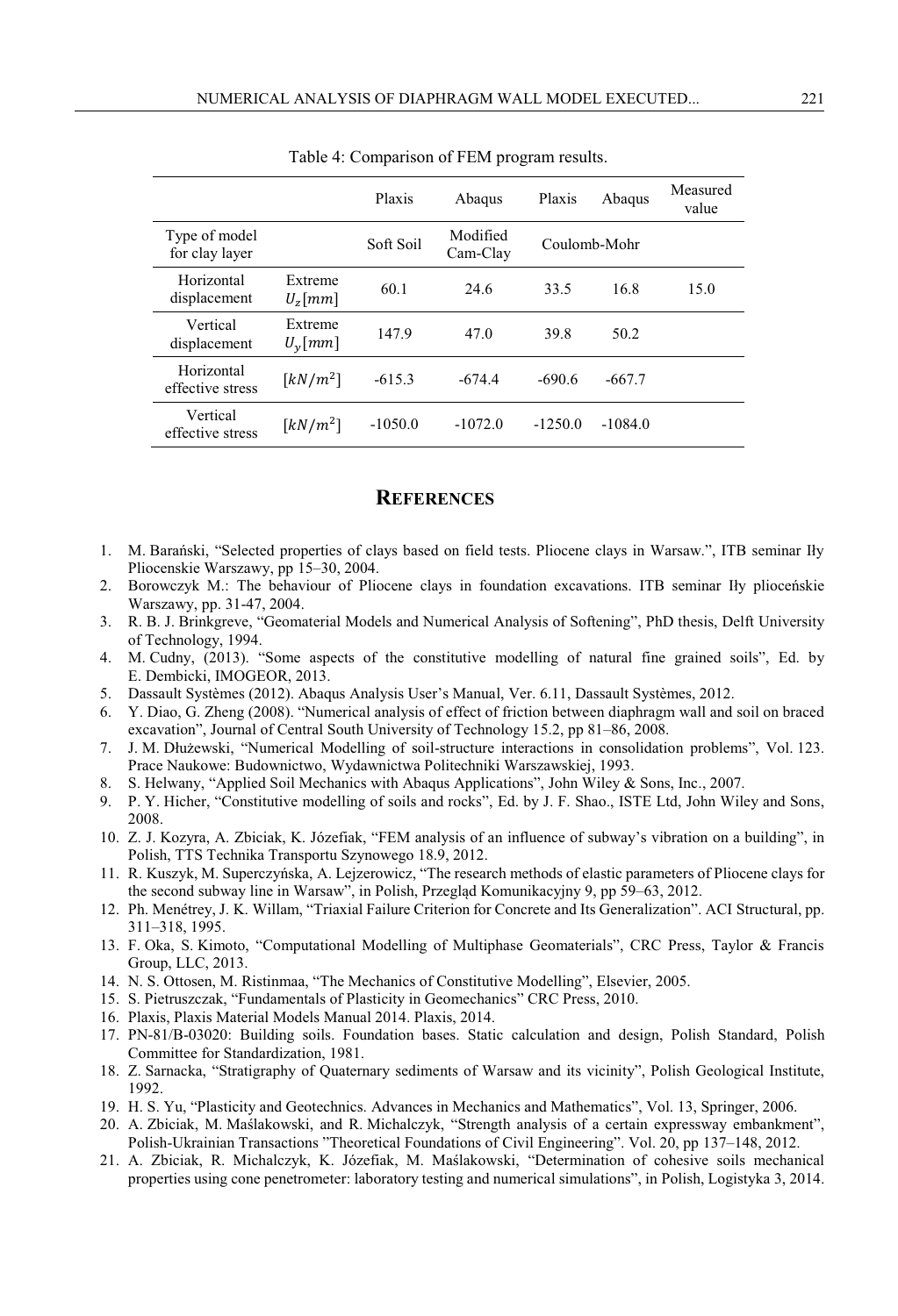Table 4: Comparison of FEM program results.

| | | Plaxis | Abaqus | Plaxis | Abaqus | Measured value |
|---|---|---|---|---|---|---|
| Type of model for clay layer | | Soft Soil | Modified Cam-Clay | Coulomb-Mohr | | |
| Horizontal displacement | Extreme $U_z[mm]$ | 60.1 | 24.6 | 33.5 | 16.8 | 15.0 |
| Vertical displacement | Extreme $U_y[mm]$ | 147.9 | 47.0 | 39.8 | 50.2 | |
| Horizontal effective stress | $[kN/m^2]$ | -615.3 | -674.4 | -690.6 | -667.7 | |
| Vertical effective stress | $[kN/m^2]$ | -1050.0 | -1072.0 | -1250.0 | -1084.0 | |

## References

1. M. Barański, "Selected properties of clays based on field tests. Pliocene clays in Warsaw.", ITB seminar Iły Plioceńskie Warszawy, pp 15–30, 2004.
2. Borowczyk M.: The behaviour of Pliocene clays in foundation excavations. ITB seminar Iły plioceńskie Warszawy, pp. 31-47, 2004.
3. R. B. J. Brinkgreve, "Geomaterial Models and Numerical Analysis of Softening", PhD thesis, Delft University of Technology, 1994.
4. M. Cudny, (2013). "Some aspects of the constitutive modelling of natural fine grained soils", Ed. by E. Dembicki, IMOGEOR, 2013.
5. Dassault Systèmes (2012). Abaqus Analysis User's Manual, Ver. 6.11, Dassault Systèmes, 2012.
6. Y. Diao, G. Zheng (2008). "Numerical analysis of effect of friction between diaphragm wall and soil on braced excavation", Journal of Central South University of Technology 15.2, pp 81–86, 2008.
7. J. M. Dłużewski, "Numerical Modelling of soil-structure interactions in consolidation problems", Vol. 123. Prace Naukowe: Budownictwo, Wydawnictwa Politechniki Warszawskiej, 1993.
8. S. Helwany, "Applied Soil Mechanics with Abaqus Applications", John Wiley & Sons, Inc., 2007.
9. P. Y. Hicher, "Constitutive modelling of soils and rocks", Ed. by J. F. Shao., ISTE Ltd, John Wiley and Sons, 2008.
10. Z. J. Kozyra, A. Zbiciak, K. Józefiak, "FEM analysis of an influence of subway's vibration on a building", in Polish, TTS Technika Transportu Szynowego 18.9, 2012.
11. R. Kuszyk, M. Superczyńska, A. Lejzerowicz, "The research methods of elastic parameters of Pliocene clays for the second subway line in Warsaw", in Polish, Przegląd Komunikacyjny 9, pp 59–63, 2012.
12. Ph. Menétrey, J. K. Willam, "Triaxial Failure Criterion for Concrete and Its Generalization". ACI Structural, pp. 311–318, 1995.
13. F. Oka, S. Kimoto, "Computational Modelling of Multiphase Geomaterials", CRC Press, Taylor & Francis Group, LLC, 2013.
14. N. S. Ottosen, M. Ristinmaa, "The Mechanics of Constitutive Modelling", Elsevier, 2005.
15. S. Pietruszczak, "Fundamentals of Plasticity in Geomechanics" CRC Press, 2010.
16. Plaxis, Plaxis Material Models Manual 2014. Plaxis, 2014.
17. PN-81/B-03020: Building soils. Foundation bases. Static calculation and design, Polish Standard, Polish Committee for Standardization, 1981.
18. Z. Sarnacka, "Stratigraphy of Quaternary sediments of Warsaw and its vicinity", Polish Geological Institute, 1992.
19. H. S. Yu, "Plasticity and Geotechnics. Advances in Mechanics and Mathematics", Vol. 13, Springer, 2006.
20. A. Zbiciak, M. Maślakowski, and R. Michalczyk, "Strength analysis of a certain expressway embankment", Polish-Ukrainian Transactions "Theoretical Foundations of Civil Engineering". Vol. 20, pp 137–148, 2012.
21. A. Zbiciak, R. Michalczyk, K. Józefiak, M. Maślakowski, "Determination of cohesive soils mechanical properties using cone penetrometer: laboratory testing and numerical simulations", in Polish, Logistyka 3, 2014.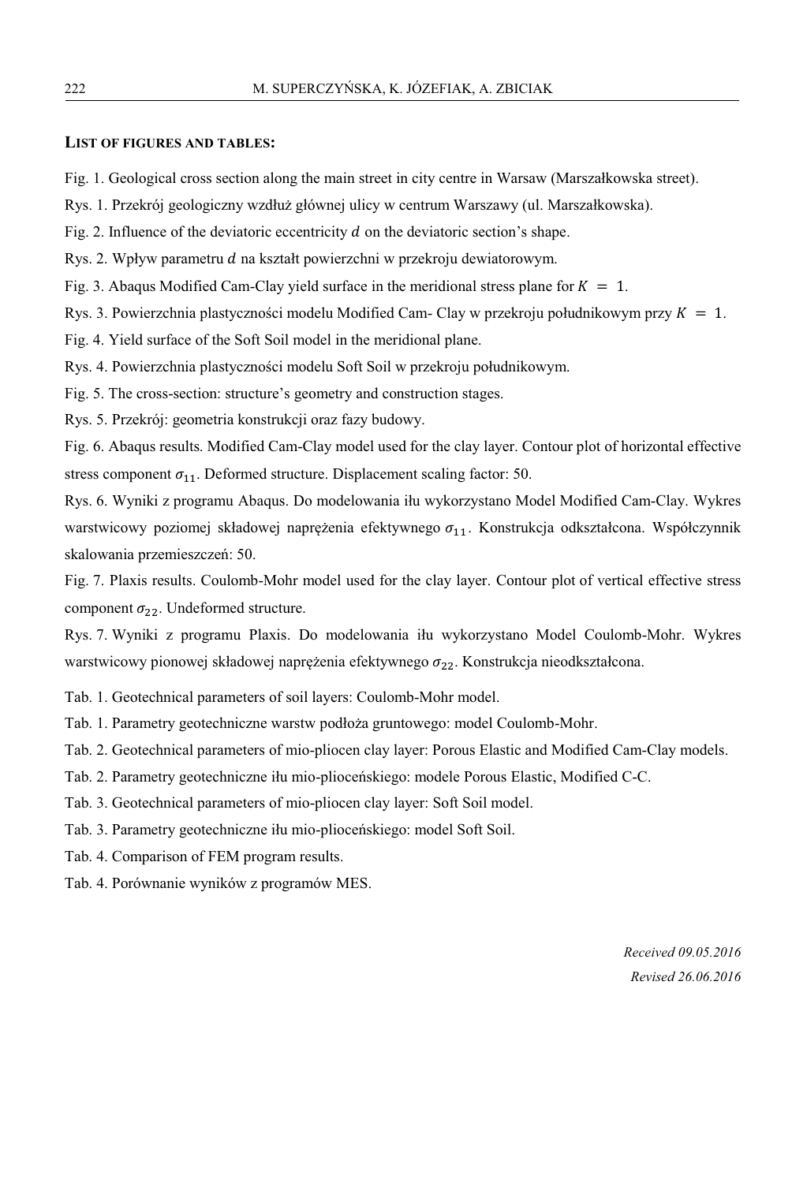## LIST OF FIGURES AND TABLES:

Fig. 1. Geological cross section along the main street in city centre in Warsaw (Marszałkowska street).

Rys. 1. Przekrój geologiczny wzdłuż głównej ulicy w centrum Warszawy (ul. Marszałkowska).

Fig. 2. Influence of the deviatoric eccentricity $d$ on the deviatoric section's shape.

Rys. 2. Wpływ parametru $d$ na kształt powierzchni w przekroju dewiatorowym.

Fig. 3. Abaqus Modified Cam-Clay yield surface in the meridional stress plane for $K = 1$.

Rys. 3. Powierzchnia plastyczności modelu Modified Cam- Clay w przekroju południkowym przy $K = 1$.

Fig. 4. Yield surface of the Soft Soil model in the meridional plane.

Rys. 4. Powierzchnia plastyczności modelu Soft Soil w przekroju południkowym.

Fig. 5. The cross-section: structure's geometry and construction stages.

Rys. 5. Przekrój: geometria konstrukcji oraz fazy budowy.

Fig. 6. Abaqus results. Modified Cam-Clay model used for the clay layer. Contour plot of horizontal effective stress component $\sigma_{11}$. Deformed structure. Displacement scaling factor: 50.

Rys. 6. Wyniki z programu Abaqus. Do modelowania iłu wykorzystano Model Modified Cam-Clay. Wykres warstwicowy poziomej składowej naprężenia efektywnego $\sigma_{11}$. Konstrukcja odkształcona. Współczynnik skalowania przemieszczeń: 50.

Fig. 7. Plaxis results. Coulomb-Mohr model used for the clay layer. Contour plot of vertical effective stress component $\sigma_{22}$. Undeformed structure.

Rys. 7. Wyniki z programu Plaxis. Do modelowania iłu wykorzystano Model Coulomb-Mohr. Wykres warstwicowy pionowej składowej naprężenia efektywnego $\sigma_{22}$. Konstrukcja nieodkształcona.

Tab. 1. Geotechnical parameters of soil layers: Coulomb-Mohr model.

Tab. 1. Parametry geotechniczne warstw podłoża gruntowego: model Coulomb-Mohr.

Tab. 2. Geotechnical parameters of mio-pliocen clay layer: Porous Elastic and Modified Cam-Clay models.

Tab. 2. Parametry geotechniczne iłu mio-plioceńskiego: modele Porous Elastic, Modified C-C.

Tab. 3. Geotechnical parameters of mio-pliocen clay layer: Soft Soil model.

Tab. 3. Parametry geotechniczne iłu mio-plioceńskiego: model Soft Soil.

Tab. 4. Comparison of FEM program results.

Tab. 4. Porównanie wyników z programów MES.

*Received 09.05.2016*

*Revised 26.06.2016*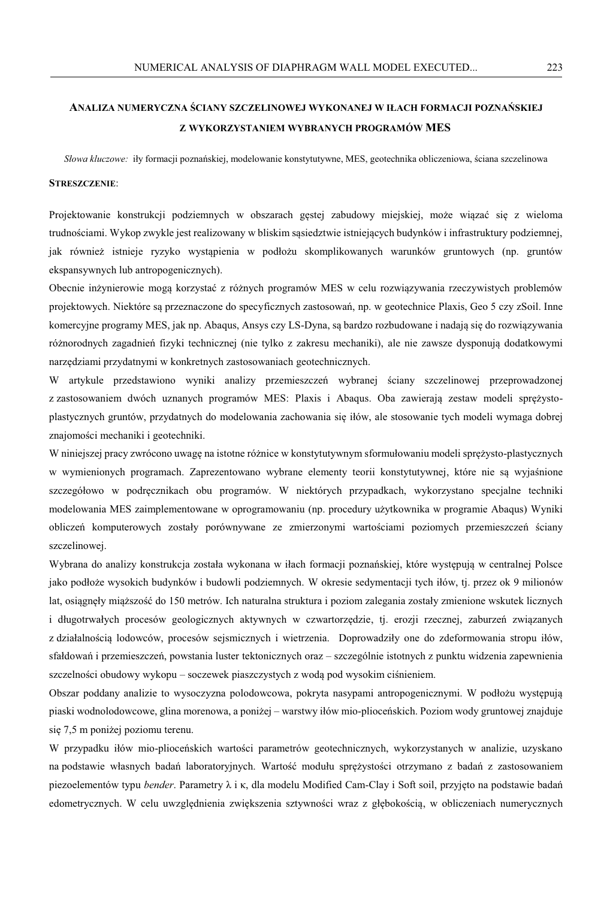# Analiza numeryczna ściany szczelinowej wykonanej w iłach formacji poznańskiej z wykorzystaniem wybranych programów MES

*Słowa kluczowe:* iły formacji poznańskiej, modelowanie konstytutywne, MES, geotechnika obliczeniowa, ściana szczelinowa

**Streszczenie**:

Projektowanie konstrukcji podziemnych w obszarach gęstej zabudowy miejskiej, może wiązać się z wieloma trudnościami. Wykop zwykle jest realizowany w bliskim sąsiedztwie istniejących budynków i infrastruktury podziemnej, jak również istnieje ryzyko wystąpienia w podłożu skomplikowanych warunków gruntowych (np. gruntów ekspansywnych lub antropogenicznych).

Obecnie inżynierowie mogą korzystać z różnych programów MES w celu rozwiązywania rzeczywistych problemów projektowych. Niektóre są przeznaczone do specyficznych zastosowań, np. w geotechnice Plaxis, Geo 5 czy zSoil. Inne komercyjne programy MES, jak np. Abaqus, Ansys czy LS-Dyna, są bardzo rozbudowane i nadają się do rozwiązywania różnorodnych zagadnień fizyki technicznej (nie tylko z zakresu mechaniki), ale nie zawsze dysponują dodatkowymi narzędziami przydatnymi w konkretnych zastosowaniach geotechnicznych.

W artykule przedstawiono wyniki analizy przemieszczeń wybranej ściany szczelinowej przeprowadzonej z zastosowaniem dwóch uznanych programów MES: Plaxis i Abaqus. Oba zawierają zestaw modeli sprężysto-plastycznych gruntów, przydatnych do modelowania zachowania się iłów, ale stosowanie tych modeli wymaga dobrej znajomości mechaniki i geotechniki.

W niniejszej pracy zwrócono uwagę na istotne różnice w konstytutywnym sformułowaniu modeli sprężysto-plastycznych w wymienionych programach. Zaprezentowano wybrane elementy teorii konstytutywnej, które nie są wyjaśnione szczegółowo w podręcznikach obu programów. W niektórych przypadkach, wykorzystano specjalne techniki modelowania MES zaimplementowane w oprogramowaniu (np. procedury użytkownika w programie Abaqus) Wyniki obliczeń komputerowych zostały porównywane ze zmierzonymi wartościami poziomych przemieszczeń ściany szczelinowej.

Wybrana do analizy konstrukcja została wykonana w iłach formacji poznańskiej, które występują w centralnej Polsce jako podłoże wysokich budynków i budowli podziemnych. W okresie sedymentacji tych iłów, tj. przez ok 9 milionów lat, osiągnęły miąższość do 150 metrów. Ich naturalna struktura i poziom zalegania zostały zmienione wskutek licznych i długotrwałych procesów geologicznych aktywnych w czwartorzędzie, tj. erozji rzecznej, zaburzeń związanych z działalnością lodowców, procesów sejsmicznych i wietrzenia. Doprowadziły one do zdeformowania stropu iłów, sfałdowań i przemieszczeń, powstania luster tektonicznych oraz – szczególnie istotnych z punktu widzenia zapewnienia szczelności obudowy wykopu – soczewek piaszczystych z wodą pod wysokim ciśnieniem.

Obszar poddany analizie to wysoczyzna polodowcowa, pokryta nasypami antropogenicznymi. W podłożu występują piaski wodnolodowcowe, glina morenowa, a poniżej – warstwy iłów mio-plioceńskich. Poziom wody gruntowej znajduje się 7,5 m poniżej poziomu terenu.

W przypadku iłów mio-plioceńskich wartości parametrów geotechnicznych, wykorzystanych w analizie, uzyskano na podstawie własnych badań laboratoryjnych. Wartość modułu sprężystości otrzymano z badań z zastosowaniem piezoelementów typu *bender*. Parametry $\lambda$ i $\kappa$, dla modelu Modified Cam-Clay i Soft soil, przyjęto na podstawie badań edometrycznych. W celu uwzględnienia zwiększenia sztywności wraz z głębokością, w obliczeniach numerycznych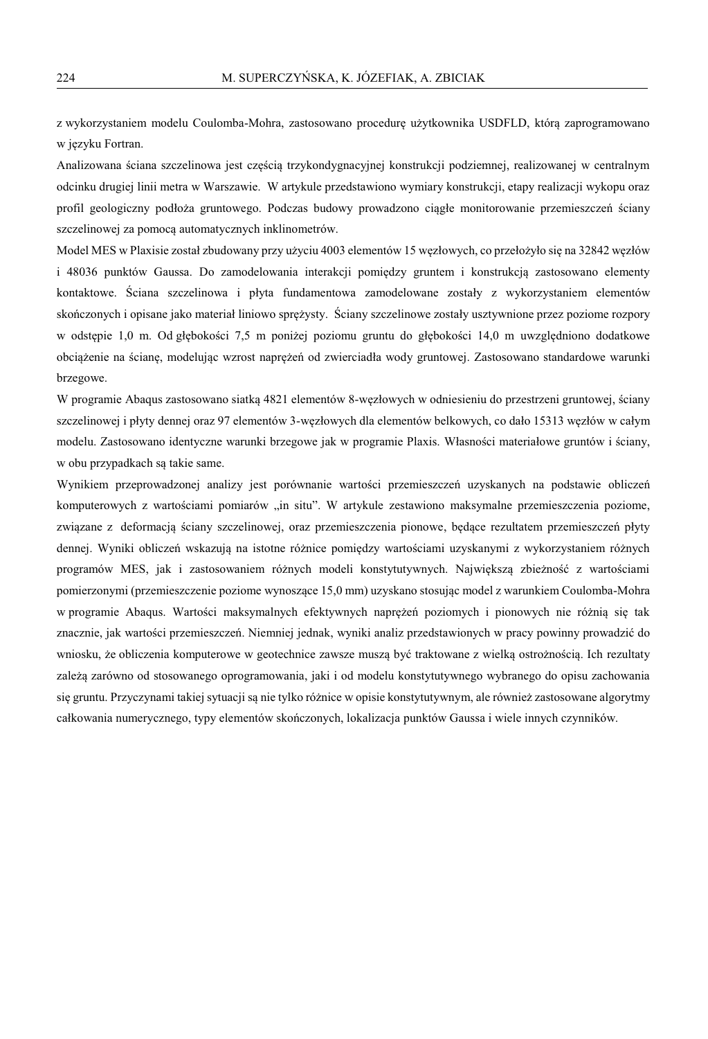z wykorzystaniem modelu Coulomba-Mohra, zastosowano procedurę użytkownika USDFLD, którą zaprogramowano w języku Fortran.

Analizowana ściana szczelinowa jest częścią trzykondygnacyjnej konstrukcji podziemnej, realizowanej w centralnym odcinku drugiej linii metra w Warszawie. W artykule przedstawiono wymiary konstrukcji, etapy realizacji wykopu oraz profil geologiczny podłoża gruntowego. Podczas budowy prowadzono ciągłe monitorowanie przemieszczeń ściany szczelinowej za pomocą automatycznych inklinometrów.

Model MES w Plaxisie został zbudowany przy użyciu 4003 elementów 15 węzłowych, co przełożyło się na 32842 węzłów i 48036 punktów Gaussa. Do zamodelowania interakcji pomiędzy gruntem i konstrukcją zastosowano elementy kontaktowe. Ściana szczelinowa i płyta fundamentowa zamodelowane zostały z wykorzystaniem elementów skończonych i opisane jako materiał liniowo sprężysty. Ściany szczelinowe zostały usztywnione przez poziome rozpory w odstępie 1,0 m. Od głębokości 7,5 m poniżej poziomu gruntu do głębokości 14,0 m uwzględniono dodatkowe obciążenie na ścianę, modelując wzrost naprężeń od zwierciadła wody gruntowej. Zastosowano standardowe warunki brzegowe.

W programie Abaqus zastosowano siatką 4821 elementów 8-węzłowych w odniesieniu do przestrzeni gruntowej, ściany szczelinowej i płyty dennej oraz 97 elementów 3-węzłowych dla elementów belkowych, co dało 15313 węzłów w całym modelu. Zastosowano identyczne warunki brzegowe jak w programie Plaxis. Własności materiałowe gruntów i ściany, w obu przypadkach są takie same.

Wynikiem przeprowadzonej analizy jest porównanie wartości przemieszczeń uzyskanych na podstawie obliczeń komputerowych z wartościami pomiarów „in situ". W artykule zestawiono maksymalne przemieszczenia poziome, związane z deformacją ściany szczelinowej, oraz przemieszczenia pionowe, będące rezultatem przemieszczeń płyty dennej. Wyniki obliczeń wskazują na istotne różnice pomiędzy wartościami uzyskanymi z wykorzystaniem różnych programów MES, jak i zastosowaniem różnych modeli konstytutywnych. Największą zbieżność z wartościami pomierzonymi (przemieszczenie poziome wynoszące 15,0 mm) uzyskano stosując model z warunkiem Coulomba-Mohra w programie Abaqus. Wartości maksymalnych efektywnych naprężeń poziomych i pionowych nie różnią się tak znacznie, jak wartości przemieszczeń. Niemniej jednak, wyniki analiz przedstawionych w pracy powinny prowadzić do wniosku, że obliczenia komputerowe w geotechnice zawsze muszą być traktowane z wielką ostrożnością. Ich rezultaty zależą zarówno od stosowanego oprogramowania, jaki i od modelu konstytutywnego wybranego do opisu zachowania się gruntu. Przyczynami takiej sytuacji są nie tylko różnice w opisie konstytutywnym, ale również zastosowane algorytmy całkowania numerycznego, typy elementów skończonych, lokalizacja punktów Gaussa i wiele innych czynników.